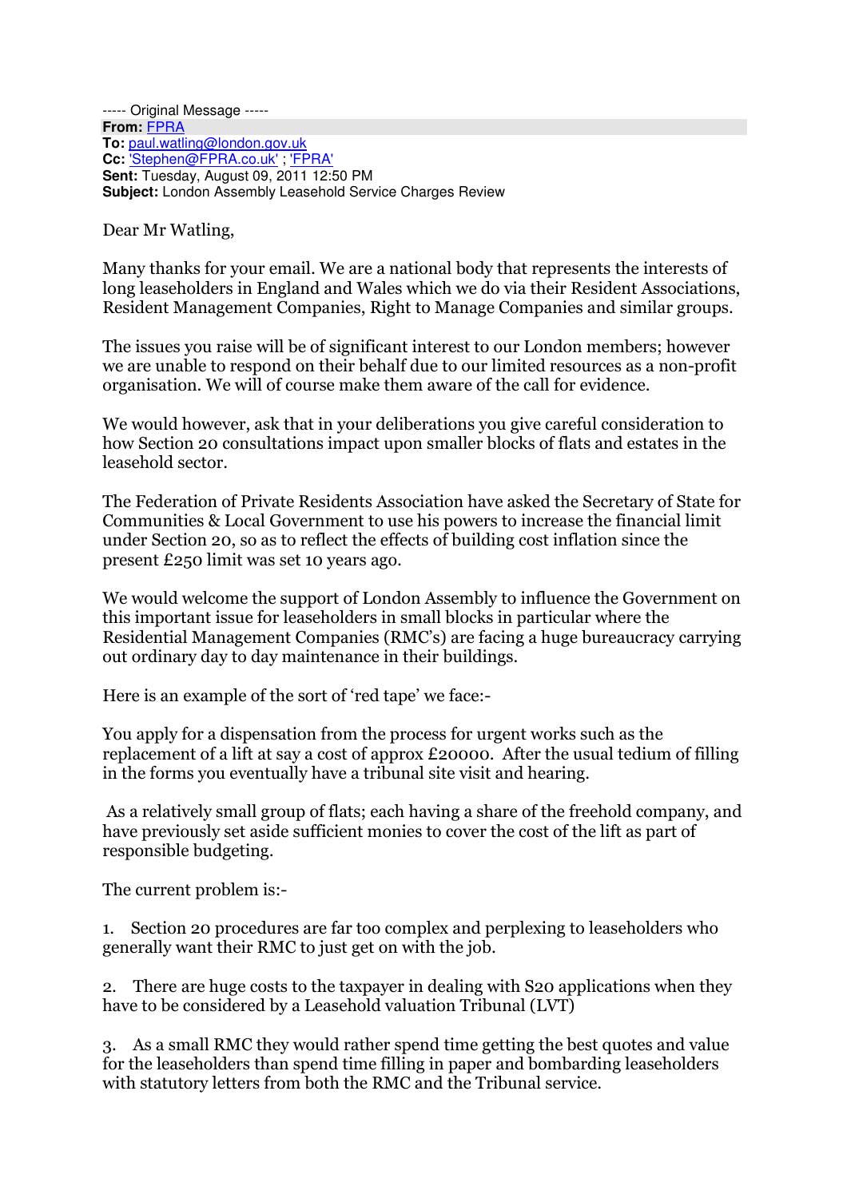----- Original Message -----
**From:** FPRA
**To:** paul.watling@london.gov.uk
**Cc:** 'Stephen@FPRA.co.uk' ; 'FPRA'
**Sent:** Tuesday, August 09, 2011 12:50 PM
**Subject:** London Assembly Leasehold Service Charges Review

Dear Mr Watling,

Many thanks for your email. We are a national body that represents the interests of long leaseholders in England and Wales which we do via their Resident Associations, Resident Management Companies, Right to Manage Companies and similar groups.

The issues you raise will be of significant interest to our London members; however we are unable to respond on their behalf due to our limited resources as a non-profit organisation. We will of course make them aware of the call for evidence.

We would however, ask that in your deliberations you give careful consideration to how Section 20 consultations impact upon smaller blocks of flats and estates in the leasehold sector.

The Federation of Private Residents Association have asked the Secretary of State for Communities & Local Government to use his powers to increase the financial limit under Section 20, so as to reflect the effects of building cost inflation since the present £250 limit was set 10 years ago.

We would welcome the support of London Assembly to influence the Government on this important issue for leaseholders in small blocks in particular where the Residential Management Companies (RMC's) are facing a huge bureaucracy carrying out ordinary day to day maintenance in their buildings.

Here is an example of the sort of 'red tape' we face:-

You apply for a dispensation from the process for urgent works such as the replacement of a lift at say a cost of approx £20000. After the usual tedium of filling in the forms you eventually have a tribunal site visit and hearing.

As a relatively small group of flats; each having a share of the freehold company, and have previously set aside sufficient monies to cover the cost of the lift as part of responsible budgeting.

The current problem is:-

1. Section 20 procedures are far too complex and perplexing to leaseholders who generally want their RMC to just get on with the job.

2. There are huge costs to the taxpayer in dealing with S20 applications when they have to be considered by a Leasehold valuation Tribunal (LVT)

3. As a small RMC they would rather spend time getting the best quotes and value for the leaseholders than spend time filling in paper and bombarding leaseholders with statutory letters from both the RMC and the Tribunal service.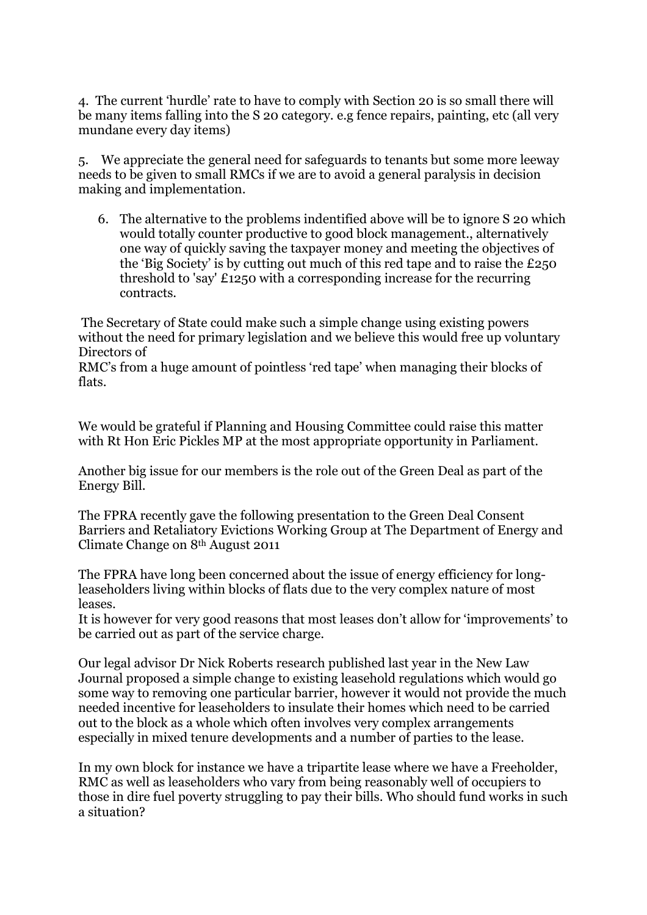4. The current 'hurdle' rate to have to comply with Section 20 is so small there will be many items falling into the S 20 category. e.g fence repairs, painting, etc (all very mundane every day items)

5. We appreciate the general need for safeguards to tenants but some more leeway needs to be given to small RMCs if we are to avoid a general paralysis in decision making and implementation.

6. The alternative to the problems indentified above will be to ignore S 20 which would totally counter productive to good block management., alternatively one way of quickly saving the taxpayer money and meeting the objectives of the 'Big Society' is by cutting out much of this red tape and to raise the £250 threshold to 'say' £1250 with a corresponding increase for the recurring contracts.

The Secretary of State could make such a simple change using existing powers without the need for primary legislation and we believe this would free up voluntary Directors of RMC's from a huge amount of pointless 'red tape' when managing their blocks of flats.

We would be grateful if Planning and Housing Committee could raise this matter with Rt Hon Eric Pickles MP at the most appropriate opportunity in Parliament.

Another big issue for our members is the role out of the Green Deal as part of the Energy Bill.

The FPRA recently gave the following presentation to the Green Deal Consent Barriers and Retaliatory Evictions Working Group at The Department of Energy and Climate Change on 8th August 2011

The FPRA have long been concerned about the issue of energy efficiency for long-leaseholders living within blocks of flats due to the very complex nature of most leases.
It is however for very good reasons that most leases don't allow for 'improvements' to be carried out as part of the service charge.

Our legal advisor Dr Nick Roberts research published last year in the New Law Journal proposed a simple change to existing leasehold regulations which would go some way to removing one particular barrier, however it would not provide the much needed incentive for leaseholders to insulate their homes which need to be carried out to the block as a whole which often involves very complex arrangements especially in mixed tenure developments and a number of parties to the lease.

In my own block for instance we have a tripartite lease where we have a Freeholder, RMC as well as leaseholders who vary from being reasonably well of occupiers to those in dire fuel poverty struggling to pay their bills. Who should fund works in such a situation?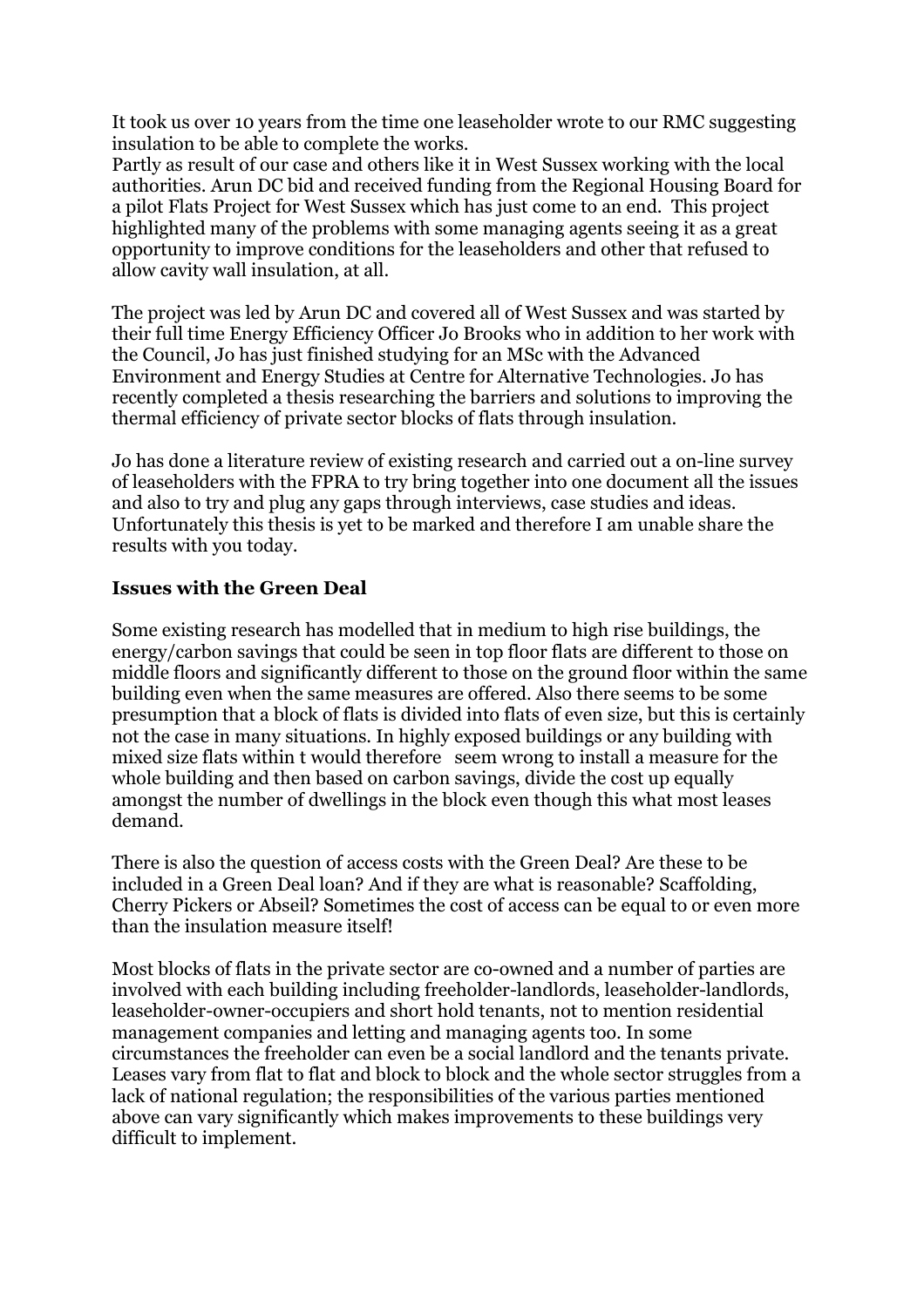It took us over 10 years from the time one leaseholder wrote to our RMC suggesting insulation to be able to complete the works.
Partly as result of our case and others like it in West Sussex working with the local authorities. Arun DC bid and received funding from the Regional Housing Board for a pilot Flats Project for West Sussex which has just come to an end. This project highlighted many of the problems with some managing agents seeing it as a great opportunity to improve conditions for the leaseholders and other that refused to allow cavity wall insulation, at all.

The project was led by Arun DC and covered all of West Sussex and was started by their full time Energy Efficiency Officer Jo Brooks who in addition to her work with the Council, Jo has just finished studying for an MSc with the Advanced Environment and Energy Studies at Centre for Alternative Technologies. Jo has recently completed a thesis researching the barriers and solutions to improving the thermal efficiency of private sector blocks of flats through insulation.

Jo has done a literature review of existing research and carried out a on-line survey of leaseholders with the FPRA to try bring together into one document all the issues and also to try and plug any gaps through interviews, case studies and ideas. Unfortunately this thesis is yet to be marked and therefore I am unable share the results with you today.

### Issues with the Green Deal

Some existing research has modelled that in medium to high rise buildings, the energy/carbon savings that could be seen in top floor flats are different to those on middle floors and significantly different to those on the ground floor within the same building even when the same measures are offered. Also there seems to be some presumption that a block of flats is divided into flats of even size, but this is certainly not the case in many situations. In highly exposed buildings or any building with mixed size flats within t would therefore seem wrong to install a measure for the whole building and then based on carbon savings, divide the cost up equally amongst the number of dwellings in the block even though this what most leases demand.

There is also the question of access costs with the Green Deal? Are these to be included in a Green Deal loan? And if they are what is reasonable? Scaffolding, Cherry Pickers or Abseil? Sometimes the cost of access can be equal to or even more than the insulation measure itself!

Most blocks of flats in the private sector are co-owned and a number of parties are involved with each building including freeholder-landlords, leaseholder-landlords, leaseholder-owner-occupiers and short hold tenants, not to mention residential management companies and letting and managing agents too. In some circumstances the freeholder can even be a social landlord and the tenants private. Leases vary from flat to flat and block to block and the whole sector struggles from a lack of national regulation; the responsibilities of the various parties mentioned above can vary significantly which makes improvements to these buildings very difficult to implement.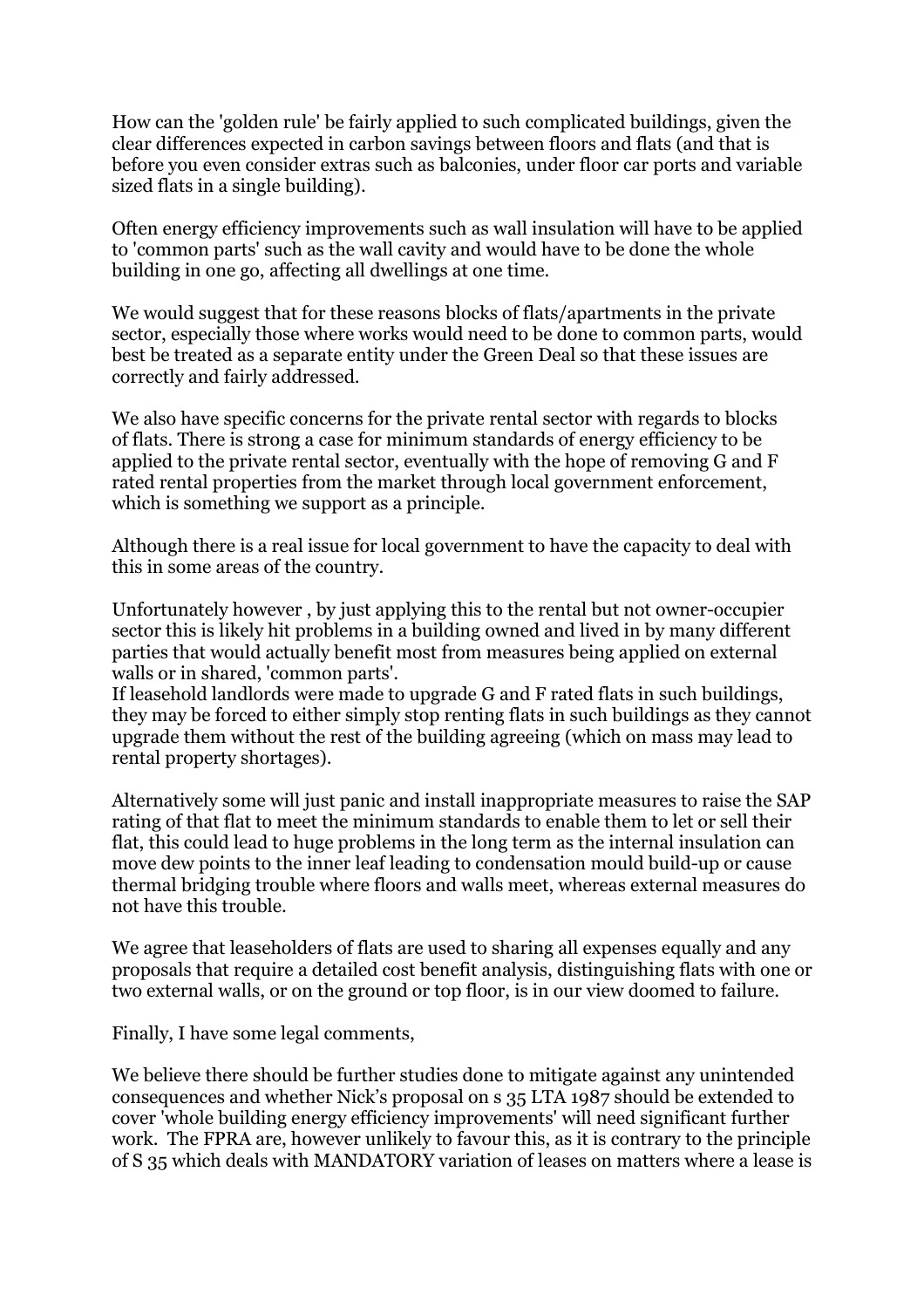How can the 'golden rule' be fairly applied to such complicated buildings, given the clear differences expected in carbon savings between floors and flats (and that is before you even consider extras such as balconies, under floor car ports and variable sized flats in a single building).

Often energy efficiency improvements such as wall insulation will have to be applied to 'common parts' such as the wall cavity and would have to be done the whole building in one go, affecting all dwellings at one time.

We would suggest that for these reasons blocks of flats/apartments in the private sector, especially those where works would need to be done to common parts, would best be treated as a separate entity under the Green Deal so that these issues are correctly and fairly addressed.

We also have specific concerns for the private rental sector with regards to blocks of flats. There is strong a case for minimum standards of energy efficiency to be applied to the private rental sector, eventually with the hope of removing G and F rated rental properties from the market through local government enforcement, which is something we support as a principle.

Although there is a real issue for local government to have the capacity to deal with this in some areas of the country.

Unfortunately however , by just applying this to the rental but not owner-occupier sector this is likely hit problems in a building owned and lived in by many different parties that would actually benefit most from measures being applied on external walls or in shared, 'common parts'.
If leasehold landlords were made to upgrade G and F rated flats in such buildings, they may be forced to either simply stop renting flats in such buildings as they cannot upgrade them without the rest of the building agreeing (which on mass may lead to rental property shortages).

Alternatively some will just panic and install inappropriate measures to raise the SAP rating of that flat to meet the minimum standards to enable them to let or sell their flat, this could lead to huge problems in the long term as the internal insulation can move dew points to the inner leaf leading to condensation mould build-up or cause thermal bridging trouble where floors and walls meet, whereas external measures do not have this trouble.

We agree that leaseholders of flats are used to sharing all expenses equally and any proposals that require a detailed cost benefit analysis, distinguishing flats with one or two external walls, or on the ground or top floor, is in our view doomed to failure.

Finally, I have some legal comments,

We believe there should be further studies done to mitigate against any unintended consequences and whether Nick's proposal on s 35 LTA 1987 should be extended to cover 'whole building energy efficiency improvements' will need significant further work. The FPRA are, however unlikely to favour this, as it is contrary to the principle of S 35 which deals with MANDATORY variation of leases on matters where a lease is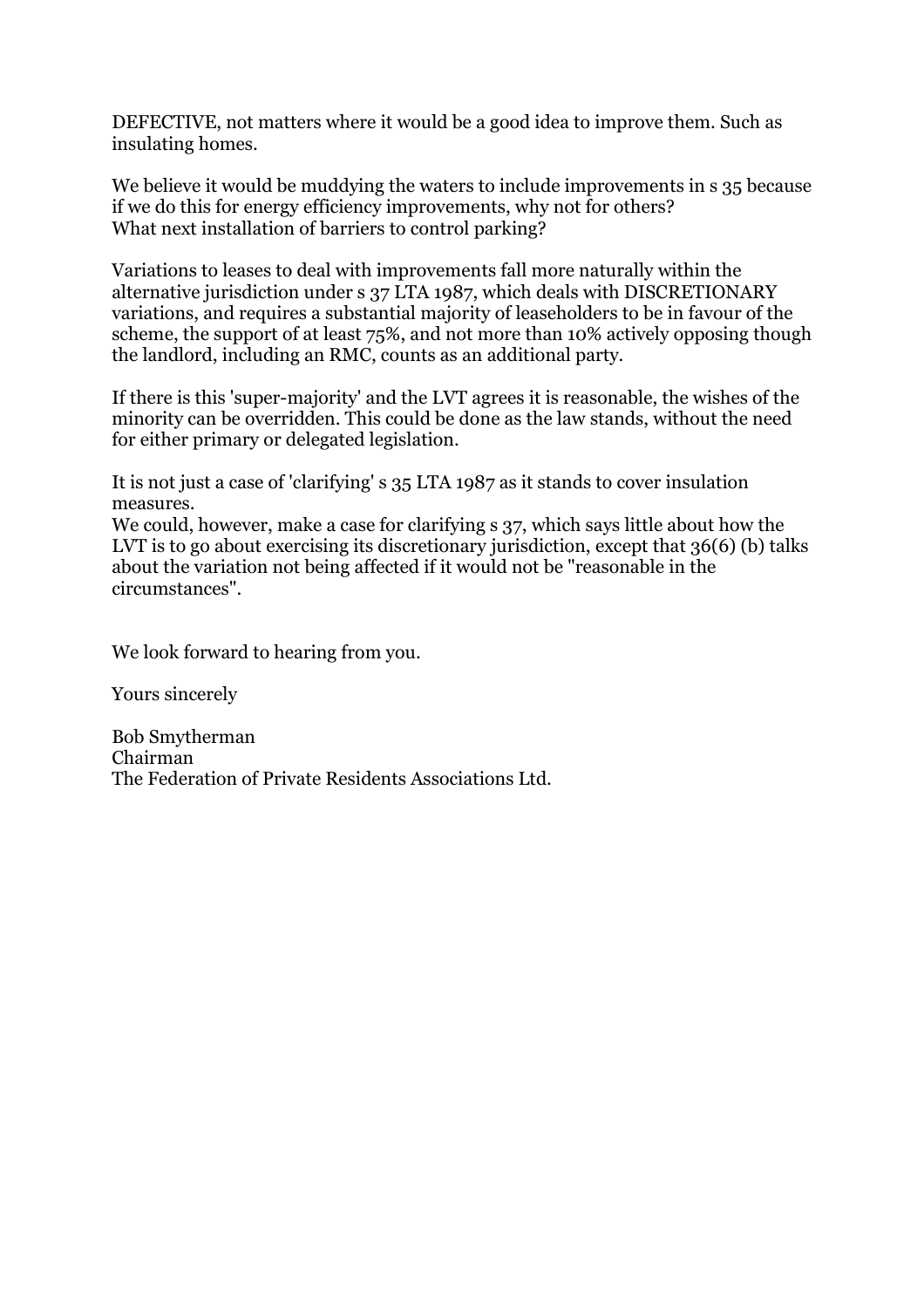DEFECTIVE, not matters where it would be a good idea to improve them. Such as insulating homes.

We believe it would be muddying the waters to include improvements in s 35 because if we do this for energy efficiency improvements, why not for others?
What next installation of barriers to control parking?

Variations to leases to deal with improvements fall more naturally within the alternative jurisdiction under s 37 LTA 1987, which deals with DISCRETIONARY variations, and requires a substantial majority of leaseholders to be in favour of the scheme, the support of at least 75%, and not more than 10% actively opposing though the landlord, including an RMC, counts as an additional party.

If there is this 'super-majority' and the LVT agrees it is reasonable, the wishes of the minority can be overridden. This could be done as the law stands, without the need for either primary or delegated legislation.

It is not just a case of 'clarifying' s 35 LTA 1987 as it stands to cover insulation measures.
We could, however, make a case for clarifying s 37, which says little about how the LVT is to go about exercising its discretionary jurisdiction, except that 36(6) (b) talks about the variation not being affected if it would not be "reasonable in the circumstances".

We look forward to hearing from you.

Yours sincerely

Bob Smytherman
Chairman
The Federation of Private Residents Associations Ltd.